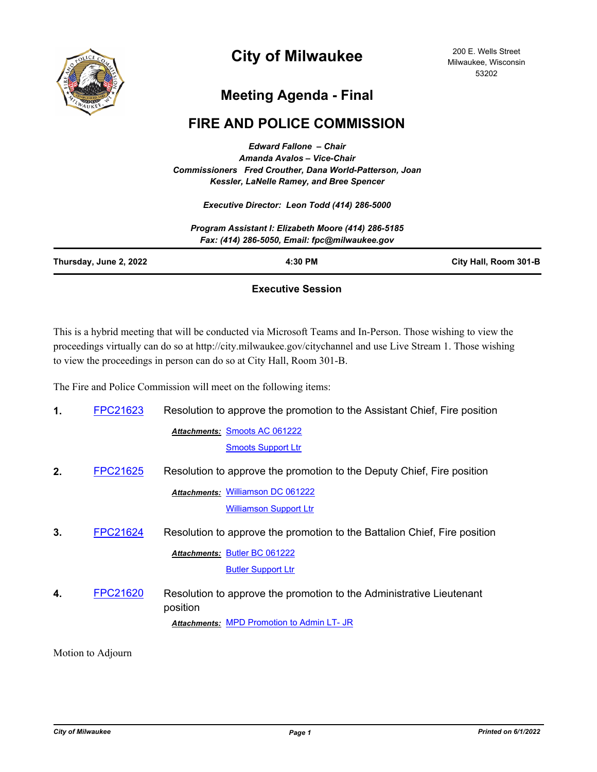# City of Milwaukee

200 E. Wells Street
Milwaukee, Wisconsin
53202

## Meeting Agenda - Final

## FIRE AND POLICE COMMISSION

*Edward Fallone – Chair*
*Amanda Avalos – Vice-Chair*
*Commissioners Fred Crouther, Dana World-Patterson, Joan Kessler, LaNelle Ramey, and Bree Spencer*

*Executive Director: Leon Todd (414) 286-5000*

*Program Assistant I: Elizabeth Moore (414) 286-5185*
*Fax: (414) 286-5050, Email: fpc@milwaukee.gov*

**Thursday, June 2, 2022** | **4:30 PM** | **City Hall, Room 301-B**

### Executive Session

This is a hybrid meeting that will be conducted via Microsoft Teams and In-Person. Those wishing to view the proceedings virtually can do so at http://city.milwaukee.gov/citychannel and use Live Stream 1. Those wishing to view the proceedings in person can do so at City Hall, Room 301-B.

The Fire and Police Commission will meet on the following items:

**1.** FPC21623 Resolution to approve the promotion to the Assistant Chief, Fire position

*Attachments:* Smoots AC 061222
Smoots Support Ltr

**2.** FPC21625 Resolution to approve the promotion to the Deputy Chief, Fire position

*Attachments:* Williamson DC 061222
Williamson Support Ltr

**3.** FPC21624 Resolution to approve the promotion to the Battalion Chief, Fire position

*Attachments:* Butler BC 061222
Butler Support Ltr

**4.** FPC21620 Resolution to approve the promotion to the Administrative Lieutenant position

*Attachments:* MPD Promotion to Admin LT- JR

Motion to Adjourn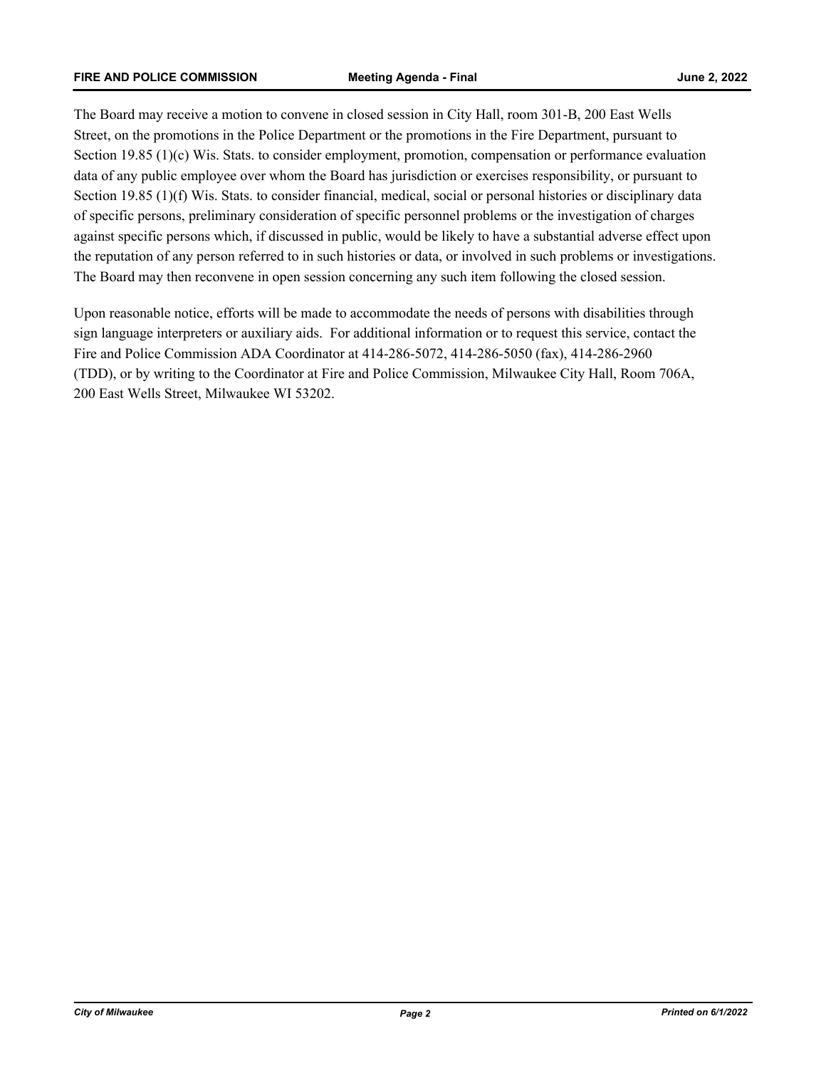The Board may receive a motion to convene in closed session in City Hall, room 301-B, 200 East Wells Street, on the promotions in the Police Department or the promotions in the Fire Department, pursuant to Section 19.85 (1)(c) Wis. Stats. to consider employment, promotion, compensation or performance evaluation data of any public employee over whom the Board has jurisdiction or exercises responsibility, or pursuant to Section 19.85 (1)(f) Wis. Stats. to consider financial, medical, social or personal histories or disciplinary data of specific persons, preliminary consideration of specific personnel problems or the investigation of charges against specific persons which, if discussed in public, would be likely to have a substantial adverse effect upon the reputation of any person referred to in such histories or data, or involved in such problems or investigations. The Board may then reconvene in open session concerning any such item following the closed session.

Upon reasonable notice, efforts will be made to accommodate the needs of persons with disabilities through sign language interpreters or auxiliary aids. For additional information or to request this service, contact the Fire and Police Commission ADA Coordinator at 414-286-5072, 414-286-5050 (fax), 414-286-2960 (TDD), or by writing to the Coordinator at Fire and Police Commission, Milwaukee City Hall, Room 706A, 200 East Wells Street, Milwaukee WI 53202.